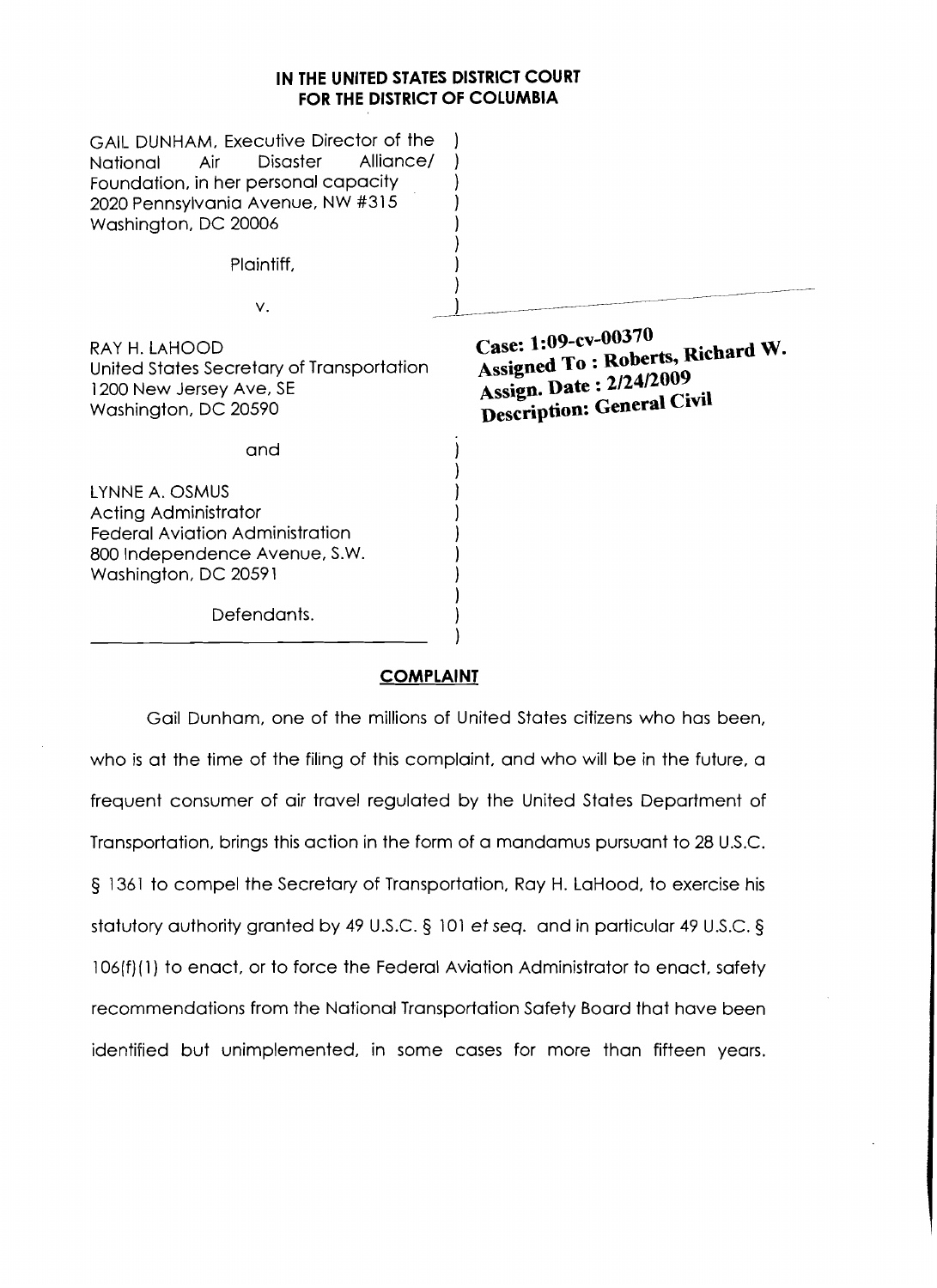# IN THE UNITED STATES DISTRICT COURT FOR THE DISTRICT OF COLUMBIA

GAIL DUNHAM, Executive Director of the National Air Disaster Alliance/ Foundation, in her personal capacity
2020 Pennsylvania Avenue, NW #315
Washington, DC 20006

Plaintiff,

v.

RAY H. LAHOOD
United States Secretary of Transportation
1200 New Jersey Ave, SE
Washington, DC 20590

and

LYNNE A. OSMUS
Acting Administrator
Federal Aviation Administration
800 Independence Avenue, S.W.
Washington, DC 20591

Defendants.

**Case: 1:09-cv-00370**
**Assigned To : Roberts, Richard W.**
**Assign. Date : 2/24/2009**
**Description: General Civil**

## COMPLAINT

Gail Dunham, one of the millions of United States citizens who has been, who is at the time of the filing of this complaint, and who will be in the future, a frequent consumer of air travel regulated by the United States Department of Transportation, brings this action in the form of a mandamus pursuant to 28 U.S.C. § 1361 to compel the Secretary of Transportation, Ray H. LaHood, to exercise his statutory authority granted by 49 U.S.C. § 101 *et seq.* and in particular 49 U.S.C. § 106(f)(1) to enact, or to force the Federal Aviation Administrator to enact, safety recommendations from the National Transportation Safety Board that have been identified but unimplemented, in some cases for more than fifteen years.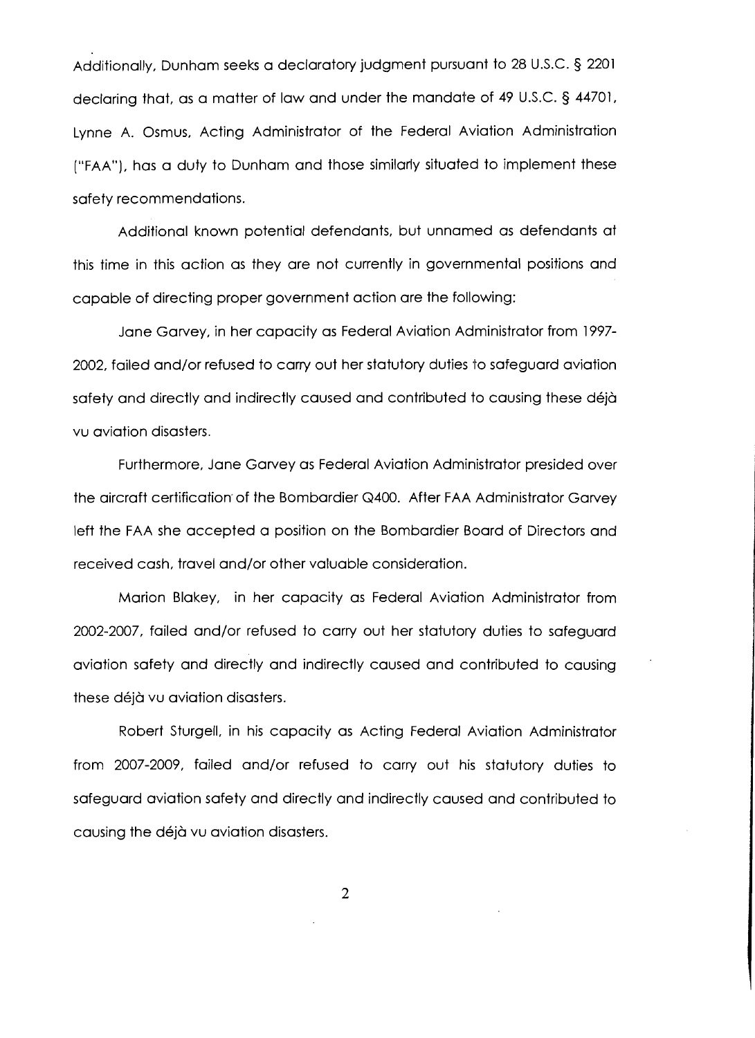Additionally, Dunham seeks a declaratory judgment pursuant to 28 U.S.C. § 2201 declaring that, as a matter of law and under the mandate of 49 U.S.C. § 44701, Lynne A. Osmus, Acting Administrator of the Federal Aviation Administration ("FAA"), has a duty to Dunham and those similarly situated to implement these safety recommendations.

Additional known potential defendants, but unnamed as defendants at this time in this action as they are not currently in governmental positions and capable of directing proper government action are the following:

Jane Garvey, in her capacity as Federal Aviation Administrator from 1997-2002, failed and/or refused to carry out her statutory duties to safeguard aviation safety and directly and indirectly caused and contributed to causing these déjà vu aviation disasters.

Furthermore, Jane Garvey as Federal Aviation Administrator presided over the aircraft certification of the Bombardier Q400. After FAA Administrator Garvey left the FAA she accepted a position on the Bombardier Board of Directors and received cash, travel and/or other valuable consideration.

Marion Blakey, in her capacity as Federal Aviation Administrator from 2002-2007, failed and/or refused to carry out her statutory duties to safeguard aviation safety and directly and indirectly caused and contributed to causing these déjà vu aviation disasters.

Robert Sturgell, in his capacity as Acting Federal Aviation Administrator from 2007-2009, failed and/or refused to carry out his statutory duties to safeguard aviation safety and directly and indirectly caused and contributed to causing the déjà vu aviation disasters.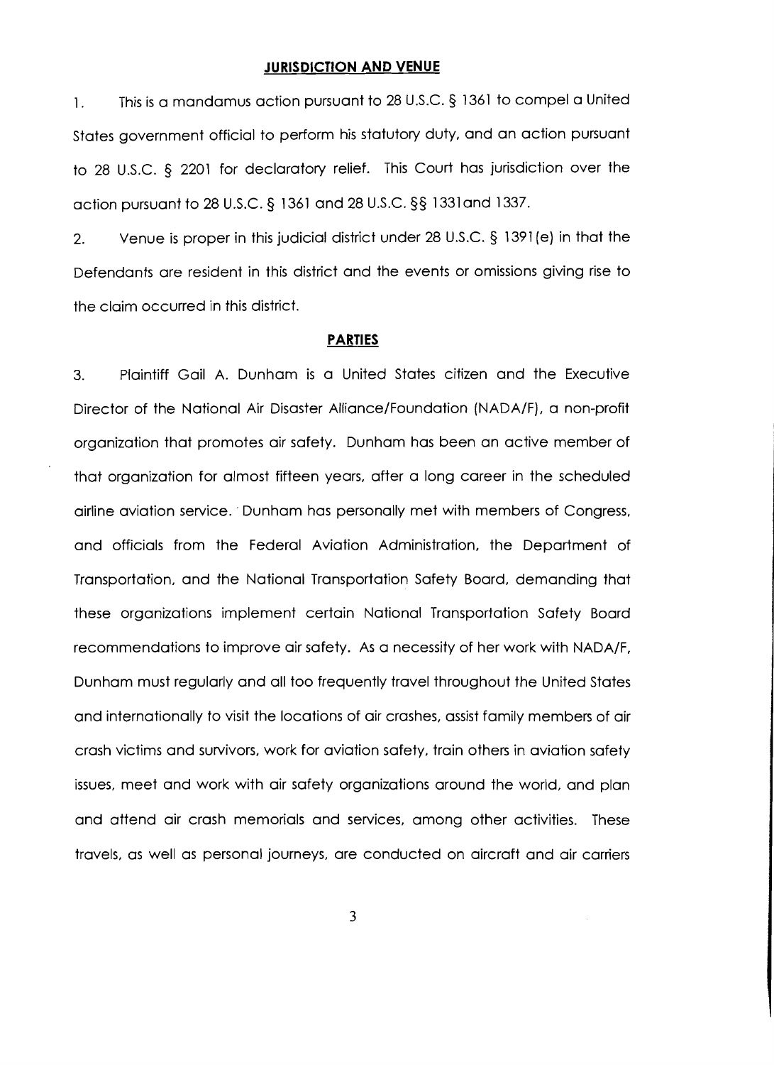## JURISDICTION AND VENUE

1. This is a mandamus action pursuant to 28 U.S.C. § 1361 to compel a United States government official to perform his statutory duty, and an action pursuant to 28 U.S.C. § 2201 for declaratory relief. This Court has jurisdiction over the action pursuant to 28 U.S.C. § 1361 and 28 U.S.C. §§ 1331and 1337.

2. Venue is proper in this judicial district under 28 U.S.C. § 1391(e) in that the Defendants are resident in this district and the events or omissions giving rise to the claim occurred in this district.

## PARTIES

3. Plaintiff Gail A. Dunham is a United States citizen and the Executive Director of the National Air Disaster Alliance/Foundation (NADA/F), a non-profit organization that promotes air safety. Dunham has been an active member of that organization for almost fifteen years, after a long career in the scheduled airline aviation service. Dunham has personally met with members of Congress, and officials from the Federal Aviation Administration, the Department of Transportation, and the National Transportation Safety Board, demanding that these organizations implement certain National Transportation Safety Board recommendations to improve air safety. As a necessity of her work with NADA/F, Dunham must regularly and all too frequently travel throughout the United States and internationally to visit the locations of air crashes, assist family members of air crash victims and survivors, work for aviation safety, train others in aviation safety issues, meet and work with air safety organizations around the world, and plan and attend air crash memorials and services, among other activities. These travels, as well as personal journeys, are conducted on aircraft and air carriers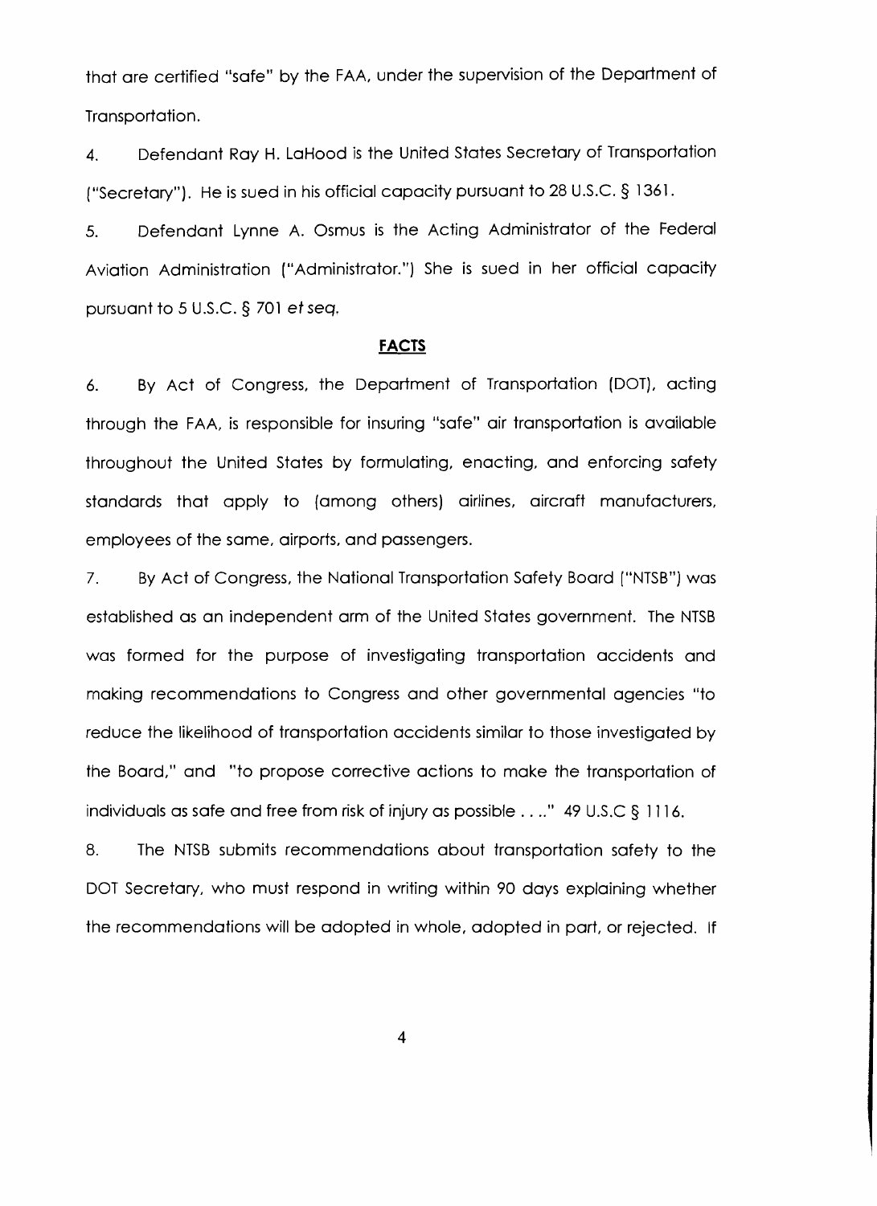that are certified "safe" by the FAA, under the supervision of the Department of Transportation.

4. Defendant Ray H. LaHood is the United States Secretary of Transportation ("Secretary"). He is sued in his official capacity pursuant to 28 U.S.C. § 1361.

5. Defendant Lynne A. Osmus is the Acting Administrator of the Federal Aviation Administration ("Administrator.") She is sued in her official capacity pursuant to 5 U.S.C. § 701 *et seq.*

**FACTS**

6. By Act of Congress, the Department of Transportation (DOT), acting through the FAA, is responsible for insuring "safe" air transportation is available throughout the United States by formulating, enacting, and enforcing safety standards that apply to (among others) airlines, aircraft manufacturers, employees of the same, airports, and passengers.

7. By Act of Congress, the National Transportation Safety Board ("NTSB") was established as an independent arm of the United States government. The NTSB was formed for the purpose of investigating transportation accidents and making recommendations to Congress and other governmental agencies "to reduce the likelihood of transportation accidents similar to those investigated by the Board," and "to propose corrective actions to make the transportation of individuals as safe and free from risk of injury as possible . . .." 49 U.S.C § 1116.

8. The NTSB submits recommendations about transportation safety to the DOT Secretary, who must respond in writing within 90 days explaining whether the recommendations will be adopted in whole, adopted in part, or rejected. If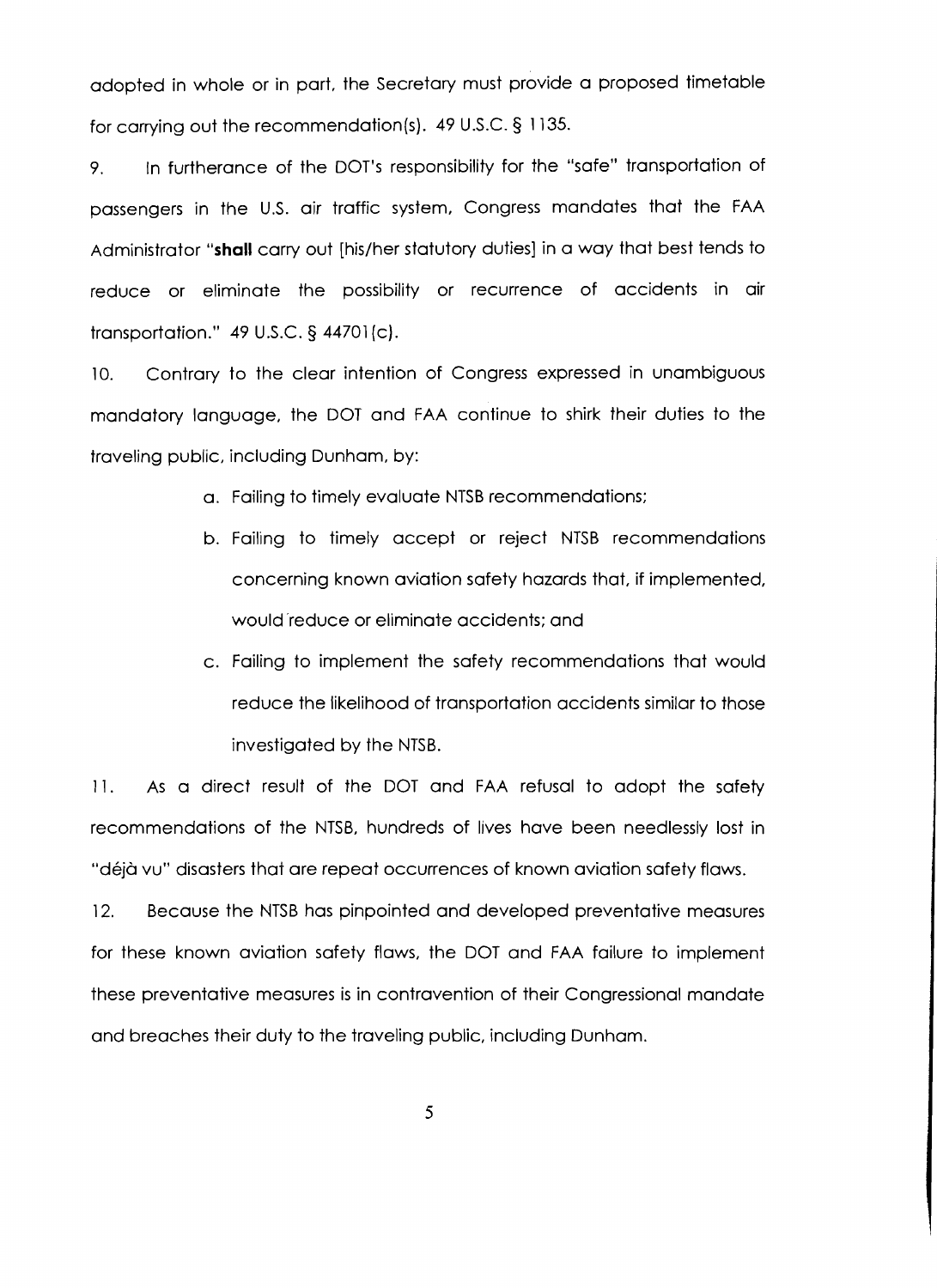adopted in whole or in part, the Secretary must provide a proposed timetable for carrying out the recommendation(s). 49 U.S.C. § 1135.

9. In furtherance of the DOT's responsibility for the "safe" transportation of passengers in the U.S. air traffic system, Congress mandates that the FAA Administrator "**shall** carry out [his/her statutory duties] in a way that best tends to reduce or eliminate the possibility or recurrence of accidents in air transportation." 49 U.S.C. § 44701(c).

10. Contrary to the clear intention of Congress expressed in unambiguous mandatory language, the DOT and FAA continue to shirk their duties to the traveling public, including Dunham, by:

a. Failing to timely evaluate NTSB recommendations;

b. Failing to timely accept or reject NTSB recommendations concerning known aviation safety hazards that, if implemented, would reduce or eliminate accidents; and

c. Failing to implement the safety recommendations that would reduce the likelihood of transportation accidents similar to those investigated by the NTSB.

11. As a direct result of the DOT and FAA refusal to adopt the safety recommendations of the NTSB, hundreds of lives have been needlessly lost in "déjà vu" disasters that are repeat occurrences of known aviation safety flaws.

12. Because the NTSB has pinpointed and developed preventative measures for these known aviation safety flaws, the DOT and FAA failure to implement these preventative measures is in contravention of their Congressional mandate and breaches their duty to the traveling public, including Dunham.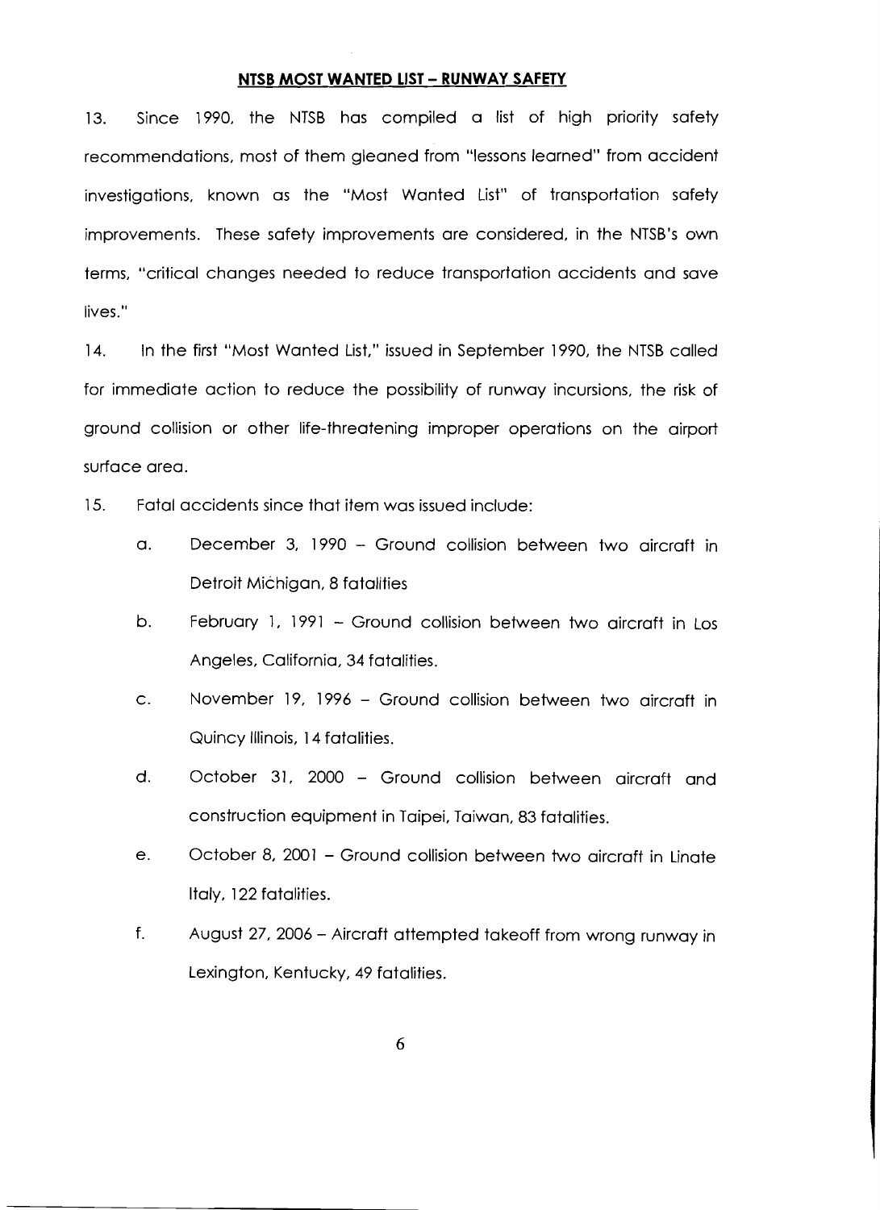**NTSB MOST WANTED LIST – RUNWAY SAFETY**

13. Since 1990, the NTSB has compiled a list of high priority safety recommendations, most of them gleaned from "lessons learned" from accident investigations, known as the "Most Wanted List" of transportation safety improvements. These safety improvements are considered, in the NTSB's own terms, "critical changes needed to reduce transportation accidents and save lives."

14. In the first "Most Wanted List," issued in September 1990, the NTSB called for immediate action to reduce the possibility of runway incursions, the risk of ground collision or other life-threatening improper operations on the airport surface area.

15. Fatal accidents since that item was issued include:

   a. December 3, 1990 – Ground collision between two aircraft in Detroit Michigan, 8 fatalities

   b. February 1, 1991 – Ground collision between two aircraft in Los Angeles, California, 34 fatalities.

   c. November 19, 1996 – Ground collision between two aircraft in Quincy Illinois, 14 fatalities.

   d. October 31, 2000 – Ground collision between aircraft and construction equipment in Taipei, Taiwan, 83 fatalities.

   e. October 8, 2001 – Ground collision between two aircraft in Linate Italy, 122 fatalities.

   f. August 27, 2006 – Aircraft attempted takeoff from wrong runway in Lexington, Kentucky, 49 fatalities.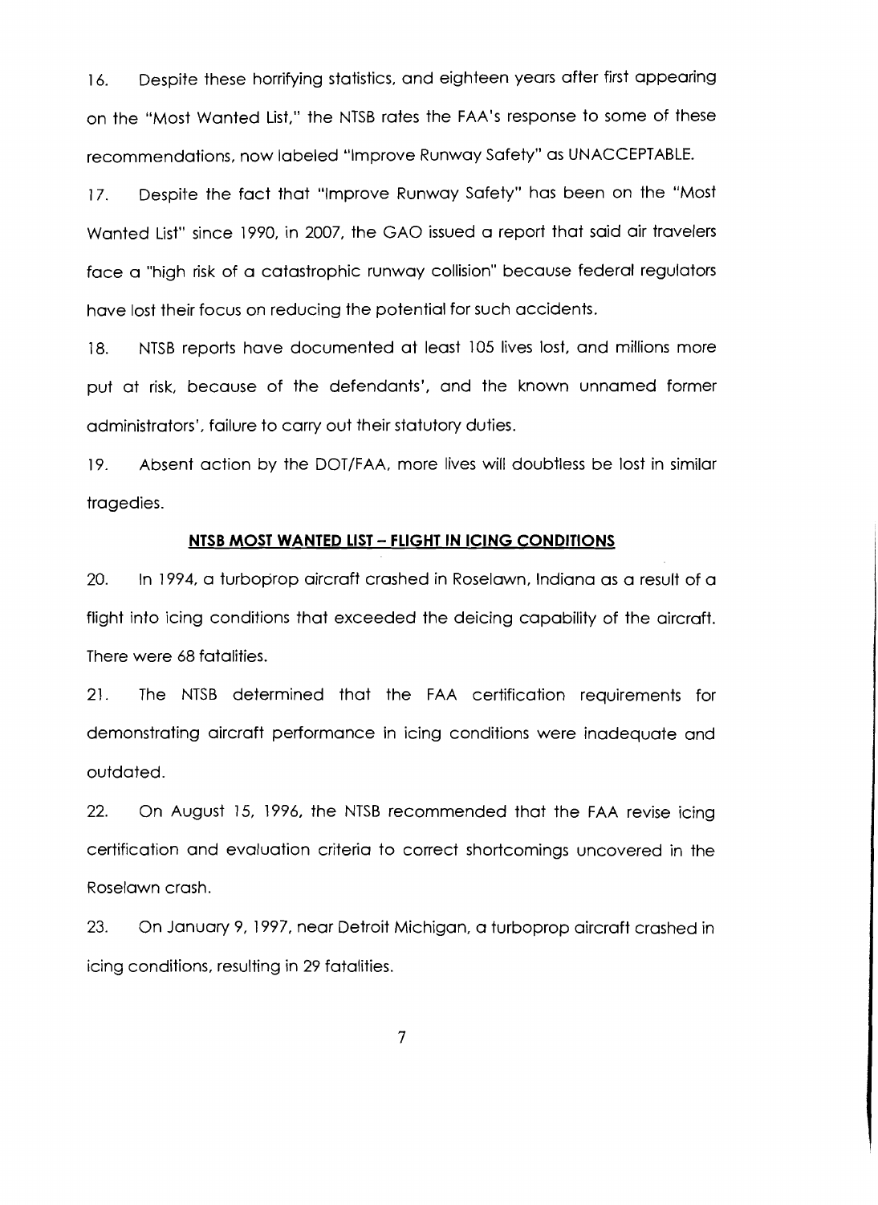16. Despite these horrifying statistics, and eighteen years after first appearing on the "Most Wanted List," the NTSB rates the FAA's response to some of these recommendations, now labeled "Improve Runway Safety" as UNACCEPTABLE.

17. Despite the fact that "Improve Runway Safety" has been on the "Most Wanted List" since 1990, in 2007, the GAO issued a report that said air travelers face a "high risk of a catastrophic runway collision" because federal regulators have lost their focus on reducing the potential for such accidents.

18. NTSB reports have documented at least 105 lives lost, and millions more put at risk, because of the defendants', and the known unnamed former administrators', failure to carry out their statutory duties.

19. Absent action by the DOT/FAA, more lives will doubtless be lost in similar tragedies.

**NTSB MOST WANTED LIST – FLIGHT IN ICING CONDITIONS**

20. In 1994, a turboprop aircraft crashed in Roselawn, Indiana as a result of a flight into icing conditions that exceeded the deicing capability of the aircraft. There were 68 fatalities.

21. The NTSB determined that the FAA certification requirements for demonstrating aircraft performance in icing conditions were inadequate and outdated.

22. On August 15, 1996, the NTSB recommended that the FAA revise icing certification and evaluation criteria to correct shortcomings uncovered in the Roselawn crash.

23. On January 9, 1997, near Detroit Michigan, a turboprop aircraft crashed in icing conditions, resulting in 29 fatalities.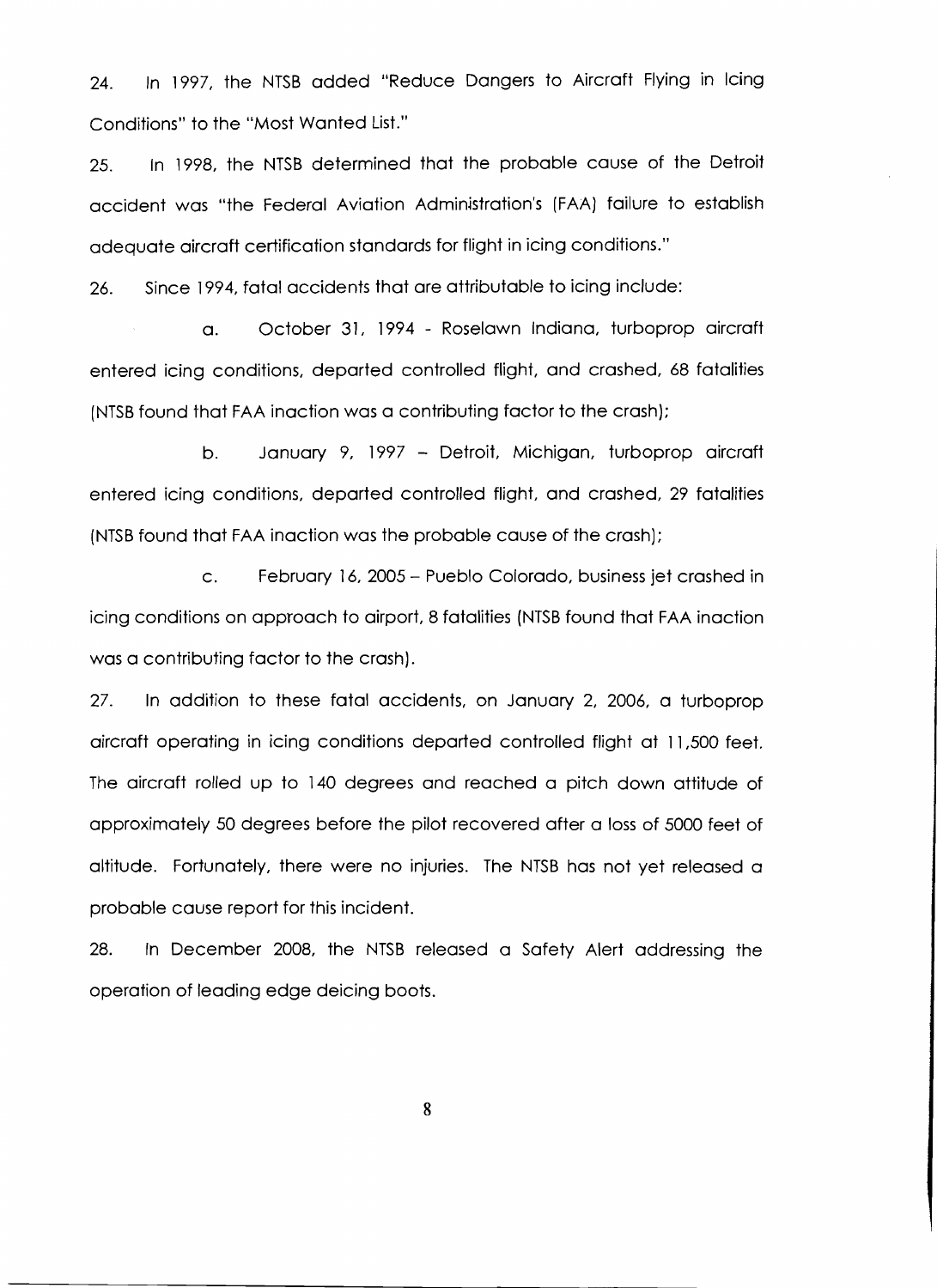24. In 1997, the NTSB added "Reduce Dangers to Aircraft Flying in Icing Conditions" to the "Most Wanted List."

25. In 1998, the NTSB determined that the probable cause of the Detroit accident was "the Federal Aviation Administration's (FAA) failure to establish adequate aircraft certification standards for flight in icing conditions."

26. Since 1994, fatal accidents that are attributable to icing include:

  a. October 31, 1994 - Roselawn Indiana, turboprop aircraft entered icing conditions, departed controlled flight, and crashed, 68 fatalities (NTSB found that FAA inaction was a contributing factor to the crash);

  b. January 9, 1997 – Detroit, Michigan, turboprop aircraft entered icing conditions, departed controlled flight, and crashed, 29 fatalities (NTSB found that FAA inaction was the probable cause of the crash);

  c. February 16, 2005 – Pueblo Colorado, business jet crashed in icing conditions on approach to airport, 8 fatalities (NTSB found that FAA inaction was a contributing factor to the crash).

27. In addition to these fatal accidents, on January 2, 2006, a turboprop aircraft operating in icing conditions departed controlled flight at 11,500 feet. The aircraft rolled up to 140 degrees and reached a pitch down attitude of approximately 50 degrees before the pilot recovered after a loss of 5000 feet of altitude. Fortunately, there were no injuries. The NTSB has not yet released a probable cause report for this incident.

28. In December 2008, the NTSB released a Safety Alert addressing the operation of leading edge deicing boots.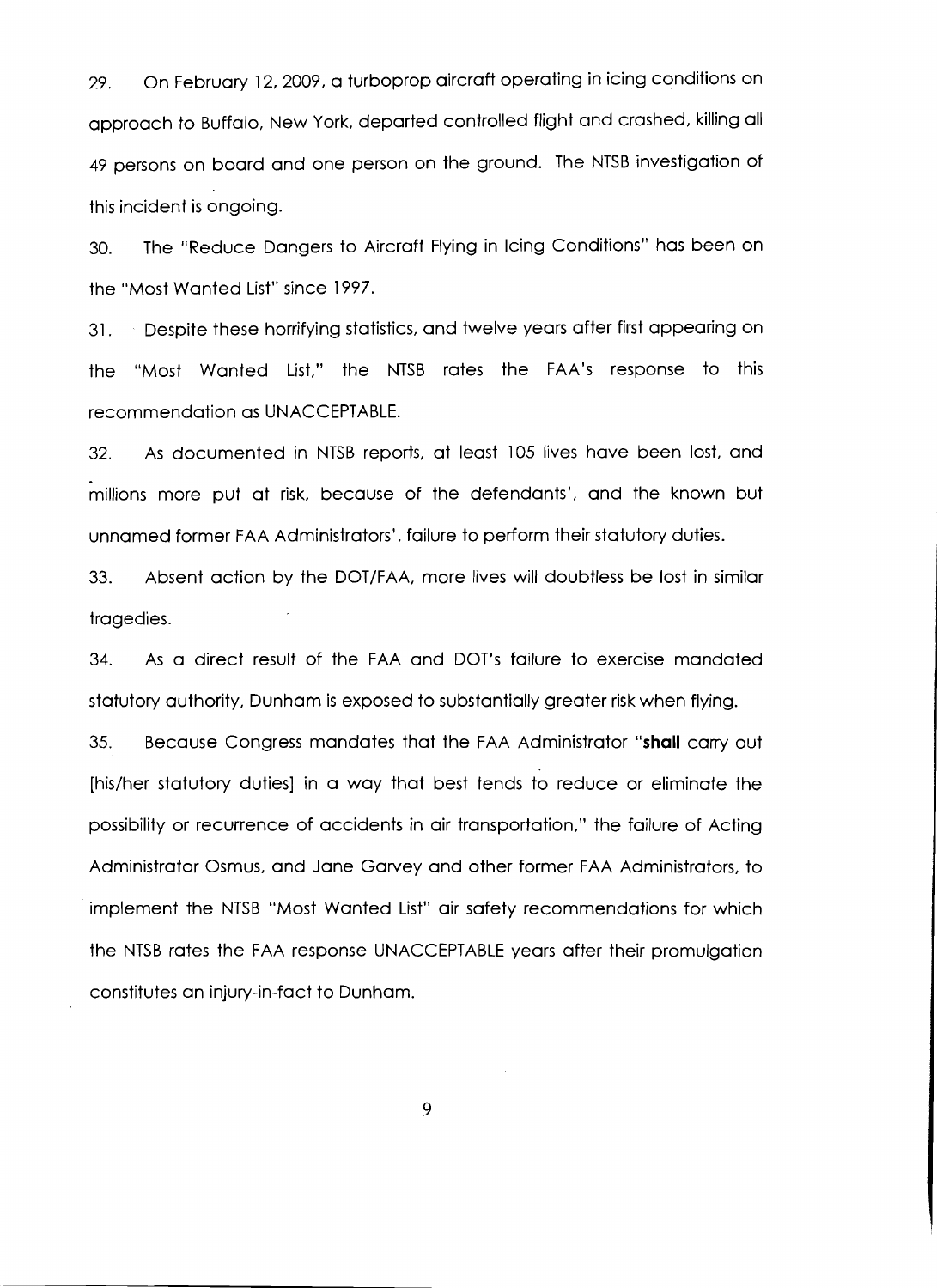29. On February 12, 2009, a turboprop aircraft operating in icing conditions on approach to Buffalo, New York, departed controlled flight and crashed, killing all 49 persons on board and one person on the ground. The NTSB investigation of this incident is ongoing.

30. The "Reduce Dangers to Aircraft Flying in Icing Conditions" has been on the "Most Wanted List" since 1997.

31. Despite these horrifying statistics, and twelve years after first appearing on the "Most Wanted List," the NTSB rates the FAA's response to this recommendation as UNACCEPTABLE.

32. As documented in NTSB reports, at least 105 lives have been lost, and millions more put at risk, because of the defendants', and the known but unnamed former FAA Administrators', failure to perform their statutory duties.

33. Absent action by the DOT/FAA, more lives will doubtless be lost in similar tragedies.

34. As a direct result of the FAA and DOT's failure to exercise mandated statutory authority, Dunham is exposed to substantially greater risk when flying.

35. Because Congress mandates that the FAA Administrator "**shall** carry out [his/her statutory duties] in a way that best tends to reduce or eliminate the possibility or recurrence of accidents in air transportation," the failure of Acting Administrator Osmus, and Jane Garvey and other former FAA Administrators, to implement the NTSB "Most Wanted List" air safety recommendations for which the NTSB rates the FAA response UNACCEPTABLE years after their promulgation constitutes an injury-in-fact to Dunham.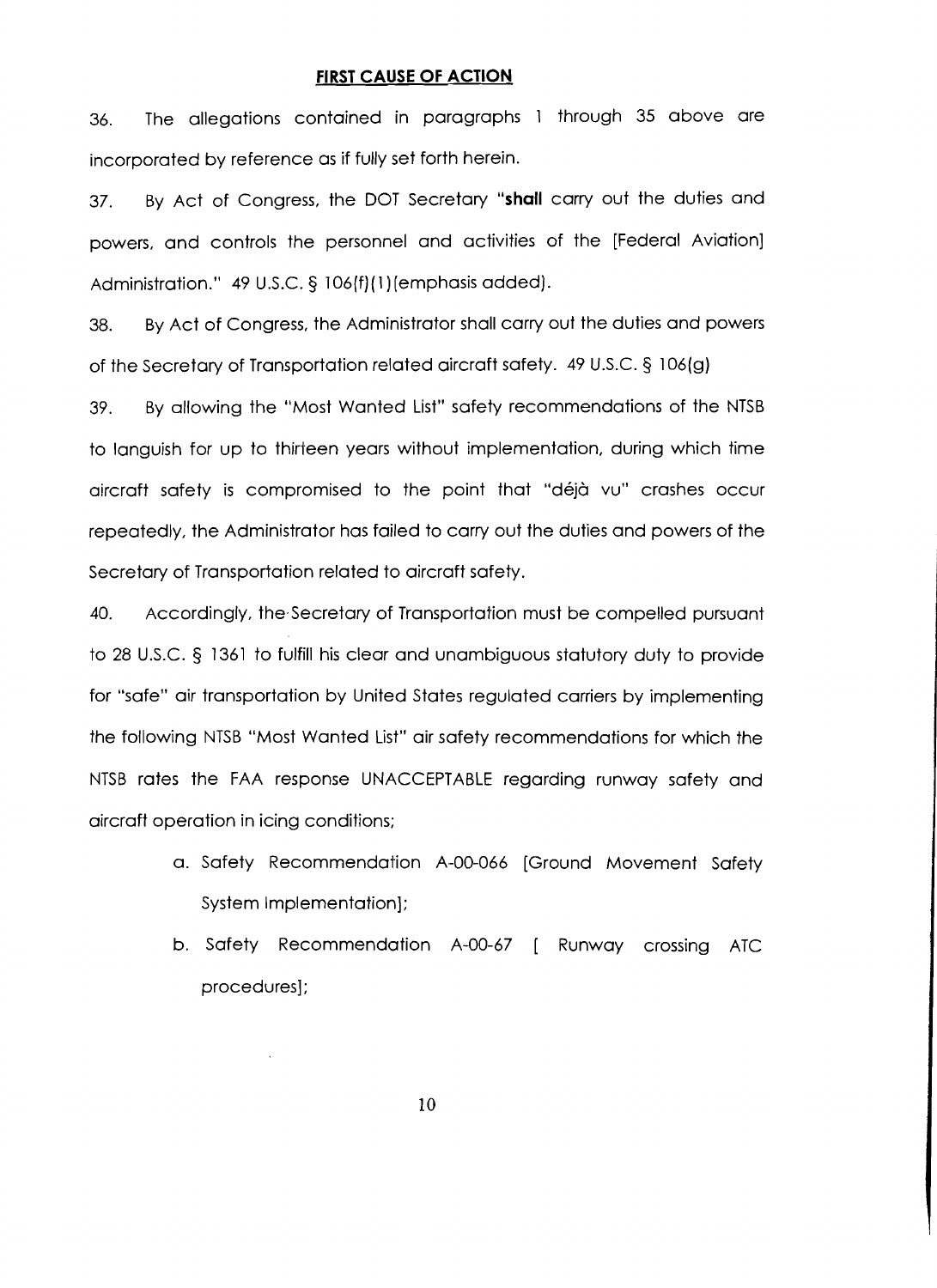**FIRST CAUSE OF ACTION**

36. The allegations contained in paragraphs 1 through 35 above are incorporated by reference as if fully set forth herein.

37. By Act of Congress, the DOT Secretary "**shall** carry out the duties and powers, and controls the personnel and activities of the [Federal Aviation] Administration." 49 U.S.C. § 106(f)(1)(emphasis added).

38. By Act of Congress, the Administrator shall carry out the duties and powers of the Secretary of Transportation related aircraft safety. 49 U.S.C. § 106(g)

39. By allowing the "Most Wanted List" safety recommendations of the NTSB to languish for up to thirteen years without implementation, during which time aircraft safety is compromised to the point that "déjà vu" crashes occur repeatedly, the Administrator has failed to carry out the duties and powers of the Secretary of Transportation related to aircraft safety.

40. Accordingly, the Secretary of Transportation must be compelled pursuant to 28 U.S.C. § 1361 to fulfill his clear and unambiguous statutory duty to provide for "safe" air transportation by United States regulated carriers by implementing the following NTSB "Most Wanted List" air safety recommendations for which the NTSB rates the FAA response UNACCEPTABLE regarding runway safety and aircraft operation in icing conditions;

a. Safety Recommendation A-00-066 [Ground Movement Safety System Implementation];

b. Safety Recommendation A-00-67 [ Runway crossing ATC procedures];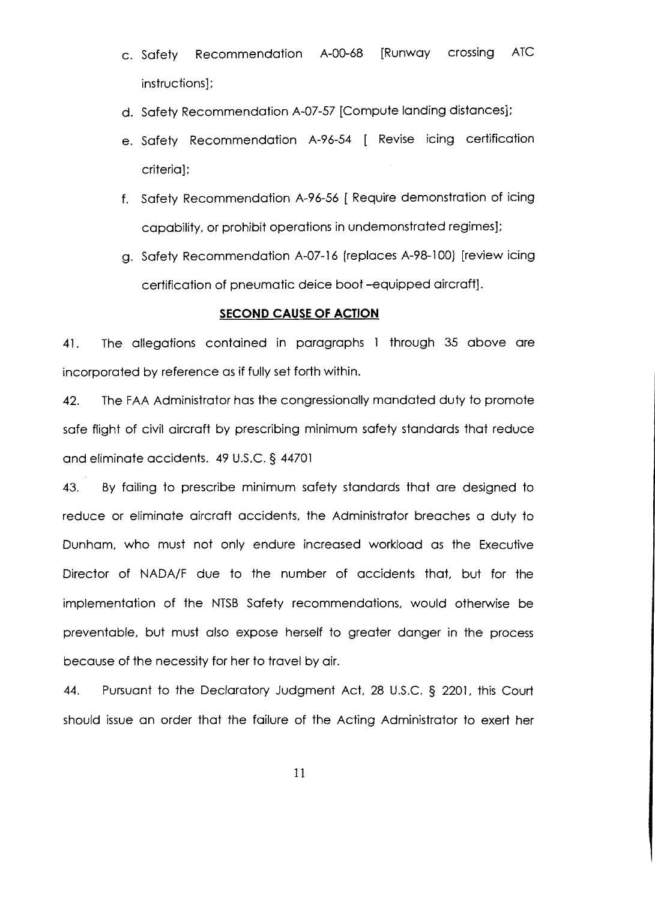c. Safety Recommendation A-00-68 [Runway crossing ATC instructions];

d. Safety Recommendation A-07-57 [Compute landing distances];

e. Safety Recommendation A-96-54 [ Revise icing certification criteria];

f. Safety Recommendation A-96-56 [ Require demonstration of icing capability, or prohibit operations in undemonstrated regimes];

g. Safety Recommendation A-07-16 (replaces A-98-100) [review icing certification of pneumatic deice boot –equipped aircraft].

**SECOND CAUSE OF ACTION**

41. The allegations contained in paragraphs 1 through 35 above are incorporated by reference as if fully set forth within.

42. The FAA Administrator has the congressionally mandated duty to promote safe flight of civil aircraft by prescribing minimum safety standards that reduce and eliminate accidents. 49 U.S.C. § 44701

43. By failing to prescribe minimum safety standards that are designed to reduce or eliminate aircraft accidents, the Administrator breaches a duty to Dunham, who must not only endure increased workload as the Executive Director of NADA/F due to the number of accidents that, but for the implementation of the NTSB Safety recommendations, would otherwise be preventable, but must also expose herself to greater danger in the process because of the necessity for her to travel by air.

44. Pursuant to the Declaratory Judgment Act, 28 U.S.C. § 2201, this Court should issue an order that the failure of the Acting Administrator to exert her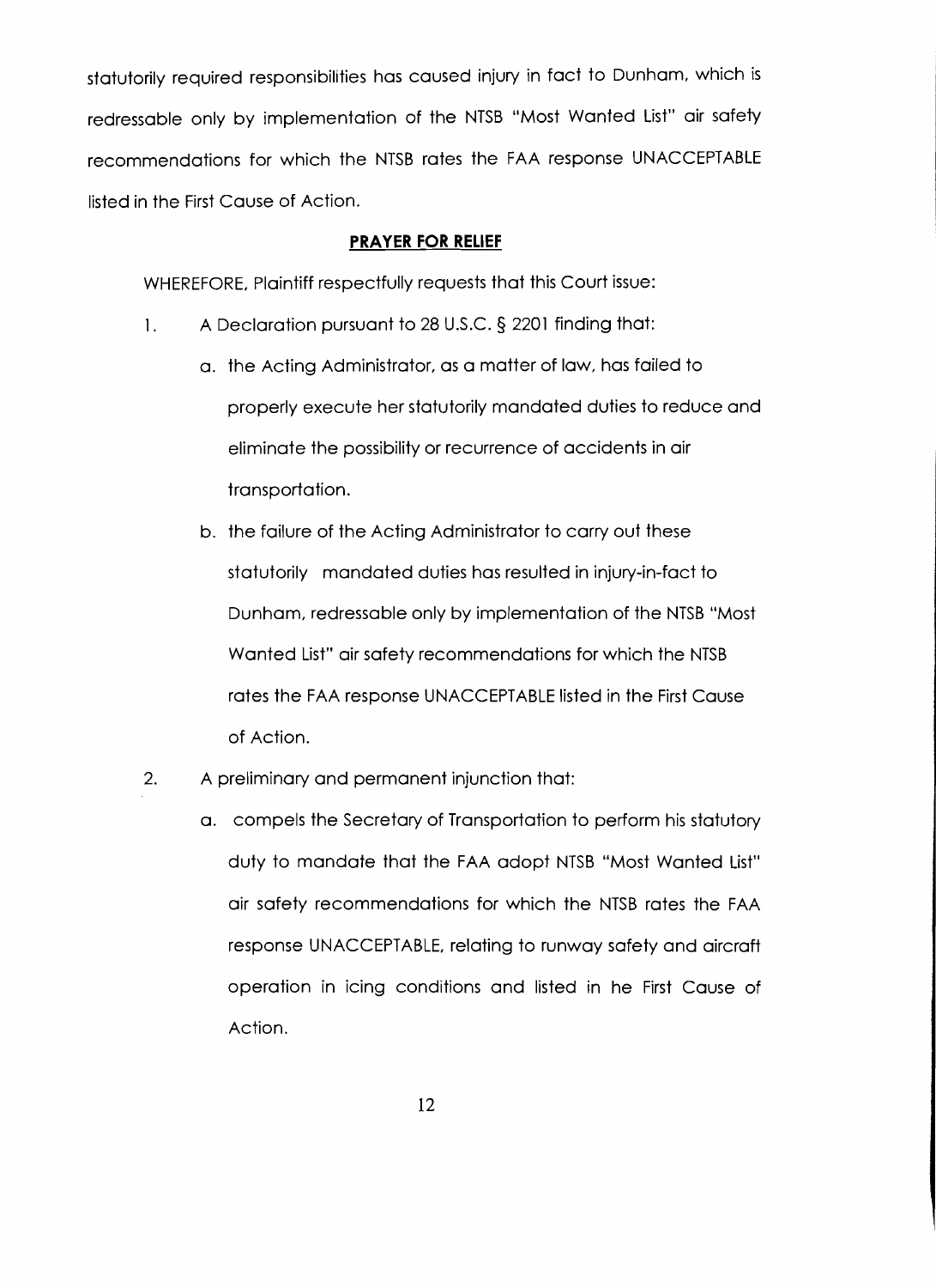statutorily required responsibilities has caused injury in fact to Dunham, which is redressable only by implementation of the NTSB "Most Wanted List" air safety recommendations for which the NTSB rates the FAA response UNACCEPTABLE listed in the First Cause of Action.

**PRAYER FOR RELIEF**

WHEREFORE, Plaintiff respectfully requests that this Court issue:

1. A Declaration pursuant to 28 U.S.C. § 2201 finding that:

    a. the Acting Administrator, as a matter of law, has failed to properly execute her statutorily mandated duties to reduce and eliminate the possibility or recurrence of accidents in air transportation.

    b. the failure of the Acting Administrator to carry out these statutorily mandated duties has resulted in injury-in-fact to Dunham, redressable only by implementation of the NTSB "Most Wanted List" air safety recommendations for which the NTSB rates the FAA response UNACCEPTABLE listed in the First Cause of Action.

2. A preliminary and permanent injunction that:

    a. compels the Secretary of Transportation to perform his statutory duty to mandate that the FAA adopt NTSB "Most Wanted List" air safety recommendations for which the NTSB rates the FAA response UNACCEPTABLE, relating to runway safety and aircraft operation in icing conditions and listed in he First Cause of Action.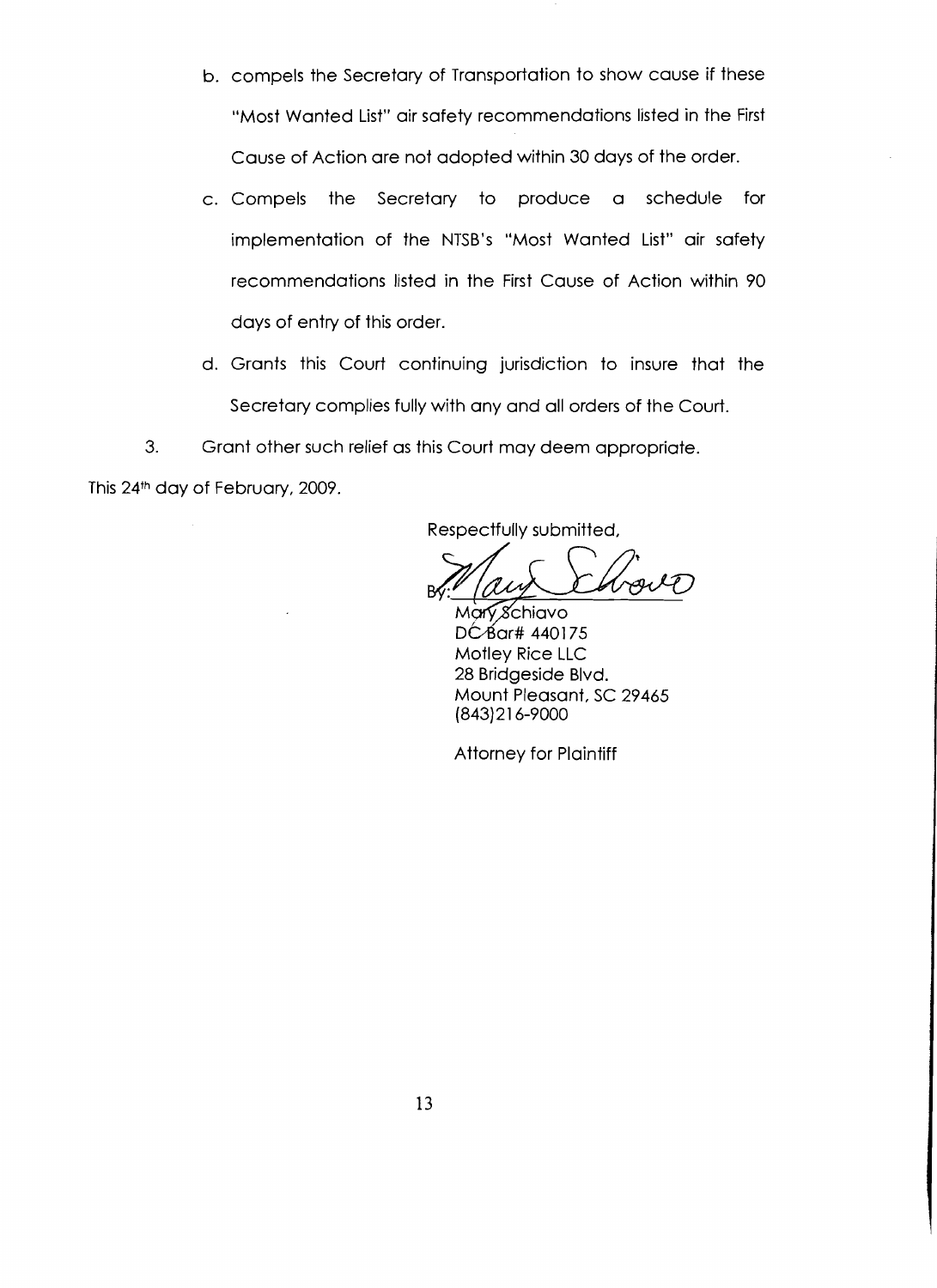b. compels the Secretary of Transportation to show cause if these "Most Wanted List" air safety recommendations listed in the First Cause of Action are not adopted within 30 days of the order.

c. Compels the Secretary to produce a schedule for implementation of the NTSB's "Most Wanted List" air safety recommendations listed in the First Cause of Action within 90 days of entry of this order.

d. Grants this Court continuing jurisdiction to insure that the Secretary complies fully with any and all orders of the Court.

3. Grant other such relief as this Court may deem appropriate.

This 24th day of February, 2009.

Respectfully submitted,

By: [signature]

Mary Schiavo
DC Bar# 440175
Motley Rice LLC
28 Bridgeside Blvd.
Mount Pleasant, SC 29465
(843)216-9000

Attorney for Plaintiff